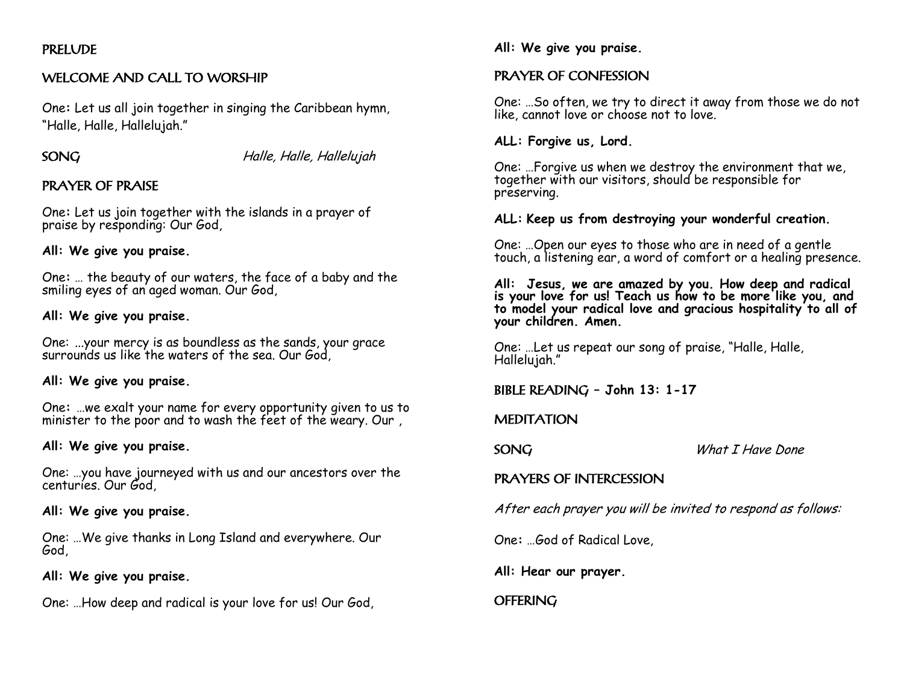## PRELUDE

## WELCOME AND CALL TO WORSHIP

One: Let us all join together in singing the Caribbean hymn, "Halle, Halle, Hallelujah."

## SONG *Halle, Halle, Hallelujah*

## PRAYER OF PRAISE

One: Let us join together with the islands in a prayer of praise by responding: Our God,

**All: We give you praise.**

One: … the beauty of our waters, the face of a baby and the smiling eyes of an aged woman. Our God,

**All: We give you praise.**

One: ...your mercy is as boundless as the sands, your grace surrounds us like the waters of the sea. Our God,

**All: We give you praise.**

One: …we exalt your name for every opportunity given to us to minister to the poor and to wash the feet of the weary. Our ,

**All: We give you praise.**

One: …you have journeyed with us and our ancestors over the centuries. Our God,

**All: We give you praise.**

One: …We give thanks in Long Island and everywhere. Our God,

**All: We give you praise.**

One: …How deep and radical is your love for us! Our God,

**All: We give you praise.**

## PRAYER OF CONFESSION

One: …So often, we try to direct it away from those we do not like, cannot love or choose not to love.

**ALL: Forgive us, Lord.**

One: …Forgive us when we destroy the environment that we, together with our visitors, should be responsible for preserving.

**ALL: Keep us from destroying your wonderful creation.**

One: …Open our eyes to those who are in need of a gentle touch, a listening ear, a word of comfort or a healing presence.

**All: Jesus, we are amazed by you. How deep and radical is your love for us! Teach us how to be more like you, and to model your radical love and gracious hospitality to all of your children. Amen.**

One: …Let us repeat our song of praise, "Halle, Halle, Hallelujah."

## BIBLE READING – John 13: 1-17

## MEDITATION

## SONG *What I Have Done*

## PRAYERS OF INTERCESSION

*After each prayer you will be invited to respond as follows:*

One: …God of Radical Love,

**All: Hear our prayer.**

## OFFERING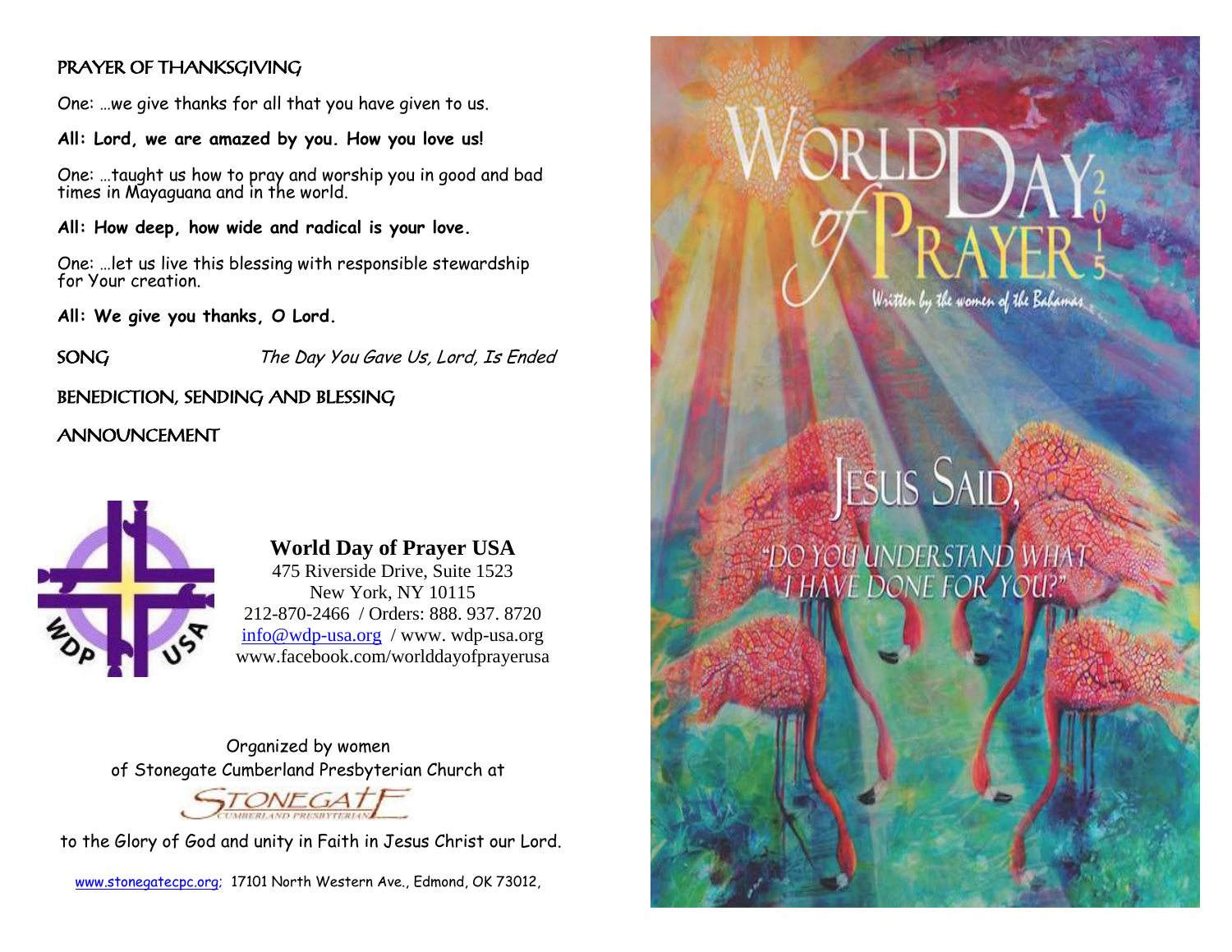## PRAYER OF THANKSGIVING

One: …we give thanks for all that you have given to us.

**All: Lord, we are amazed by you. How you love us!**

One: …taught us how to pray and worship you in good and bad times in Mayaguana and in the world.

**All: How deep, how wide and radical is your love.**

One: …let us live this blessing with responsible stewardship for Your creation.

**All: We give you thanks, O Lord.**

## SONG *The Day You Gave Us, Lord, Is Ended*

## BENEDICTION, SENDING AND BLESSING

## ANNOUNCEMENT

**World Day of Prayer USA**
475 Riverside Drive, Suite 1523
New York, NY 10115
212-870-2466 / Orders: 888. 937. 8720
info@wdp-usa.org / www. wdp-usa.org
www.facebook.com/worlddayofprayerusa

Organized by women
of Stonegate Cumberland Presbyterian Church at

STONEGATE
CUMBERLAND PRESBYTERIAN

to the Glory of God and unity in Faith in Jesus Christ our Lord.

www.stonegatecpc.org; 17101 North Western Ave., Edmond, OK 73012,

# World Day of Prayer 2015

Written by the women of the Bahamas

## Jesus Said, "Do you understand what I have done for you?"